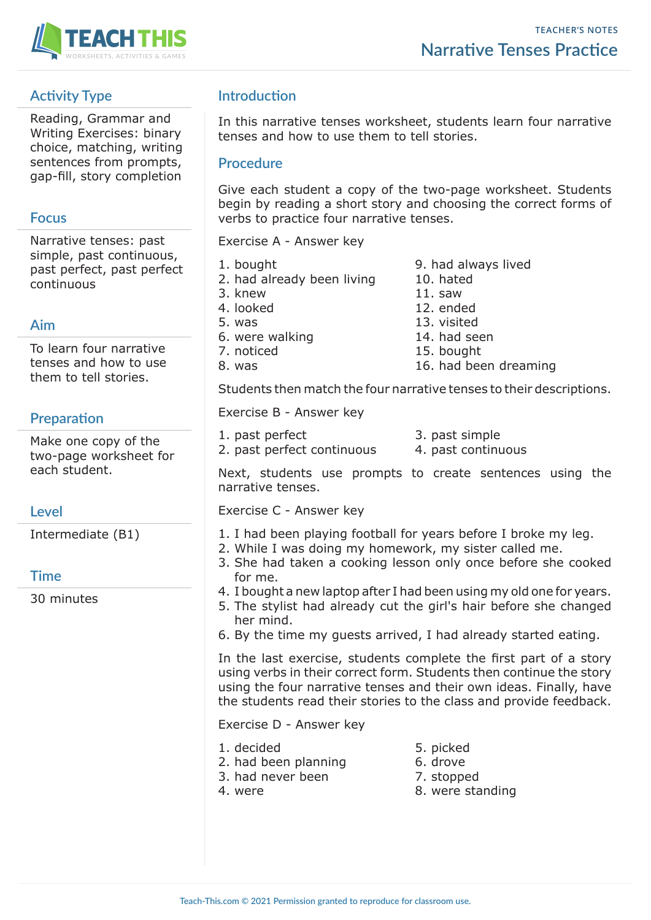TEACHER'S NOTES

# Narrative Tenses Practice

## Activity Type

Reading, Grammar and Writing Exercises: binary choice, matching, writing sentences from prompts, gap-fill, story completion

## Focus

Narrative tenses: past simple, past continuous, past perfect, past perfect continuous

## Aim

To learn four narrative tenses and how to use them to tell stories.

## Preparation

Make one copy of the two-page worksheet for each student.

## Level

Intermediate (B1)

## Time

30 minutes

## Introduction

In this narrative tenses worksheet, students learn four narrative tenses and how to use them to tell stories.

## Procedure

Give each student a copy of the two-page worksheet. Students begin by reading a short story and choosing the correct forms of verbs to practice four narrative tenses.

Exercise A - Answer key

1. bought
2. had already been living
3. knew
4. looked
5. was
6. were walking
7. noticed
8. was
9. had always lived
10. hated
11. saw
12. ended
13. visited
14. had seen
15. bought
16. had been dreaming

Students then match the four narrative tenses to their descriptions.

Exercise B - Answer key

1. past perfect
2. past perfect continuous
3. past simple
4. past continuous

Next, students use prompts to create sentences using the narrative tenses.

Exercise C - Answer key

1. I had been playing football for years before I broke my leg.
2. While I was doing my homework, my sister called me.
3. She had taken a cooking lesson only once before she cooked for me.
4. I bought a new laptop after I had been using my old one for years.
5. The stylist had already cut the girl's hair before she changed her mind.
6. By the time my guests arrived, I had already started eating.

In the last exercise, students complete the first part of a story using verbs in their correct form. Students then continue the story using the four narrative tenses and their own ideas. Finally, have the students read their stories to the class and provide feedback.

Exercise D - Answer key

1. decided
2. had been planning
3. had never been
4. were
5. picked
6. drove
7. stopped
8. were standing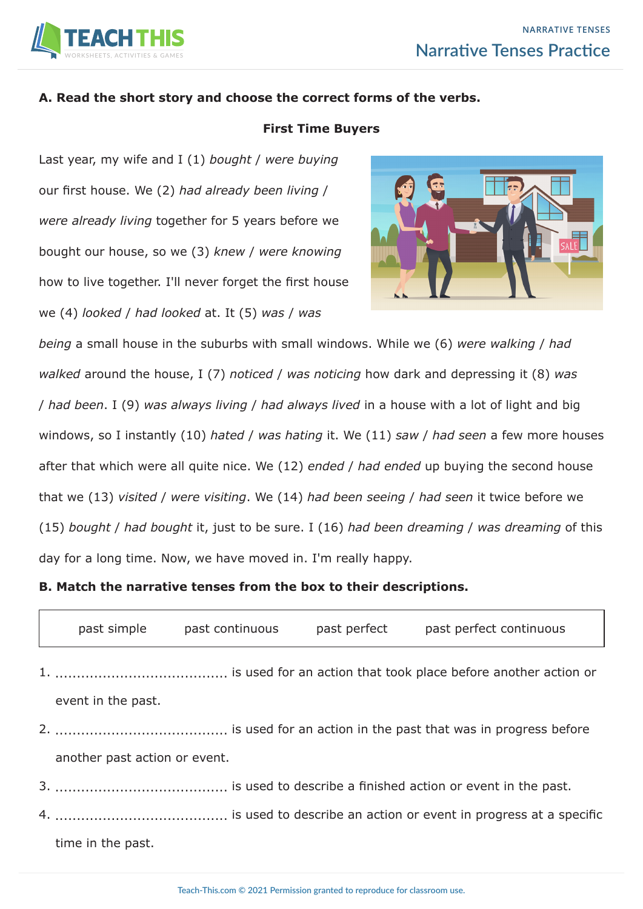**A. Read the short story and choose the correct forms of the verbs.**

**First Time Buyers**

Last year, my wife and I (1) *bought* / *were buying* our first house. We (2) *had already been living* / *were already living* together for 5 years before we bought our house, so we (3) *knew* / *were knowing* how to live together. I'll never forget the first house we (4) *looked* / *had looked* at. It (5) *was* / *was being* a small house in the suburbs with small windows. While we (6) *were walking* / *had walked* around the house, I (7) *noticed* / *was noticing* how dark and depressing it (8) *was* / *had been*. I (9) *was always living* / *had always lived* in a house with a lot of light and big windows, so I instantly (10) *hated* / *was hating* it. We (11) *saw* / *had seen* a few more houses after that which were all quite nice. We (12) *ended* / *had ended* up buying the second house that we (13) *visited* / *were visiting*. We (14) *had been seeing* / *had seen* it twice before we (15) *bought* / *had bought* it, just to be sure. I (16) *had been dreaming* / *was dreaming* of this day for a long time. Now, we have moved in. I'm really happy.

**B. Match the narrative tenses from the box to their descriptions.**

| past simple | past continuous | past perfect | past perfect continuous |
|---|---|---|---|

1. ........................................ is used for an action that took place before another action or event in the past.
2. ........................................ is used for an action in the past that was in progress before another past action or event.
3. ........................................ is used to describe a finished action or event in the past.
4. ........................................ is used to describe an action or event in progress at a specific time in the past.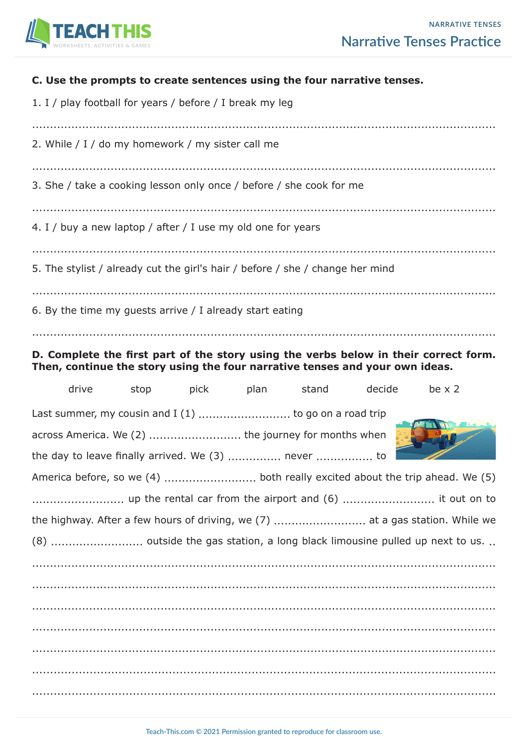**C. Use the prompts to create sentences using the four narrative tenses.**

1. I / play football for years / before / I break my leg

..........................................................................................................................................

2. While / I / do my homework / my sister call me

..........................................................................................................................................

3. She / take a cooking lesson only once / before / she cook for me

..........................................................................................................................................

4. I / buy a new laptop / after / I use my old one for years

..........................................................................................................................................

5. The stylist / already cut the girl's hair / before / she / change her mind

..........................................................................................................................................

6. By the time my guests arrive / I already start eating

..........................................................................................................................................

**D. Complete the first part of the story using the verbs below in their correct form. Then, continue the story using the four narrative tenses and your own ideas.**

drive stop pick plan stand decide be x 2

Last summer, my cousin and I (1) .......................... to go on a road trip across America. We (2) .......................... the journey for months when the day to leave finally arrived. We (3) ............... never ................ to America before, so we (4) .......................... both really excited about the trip ahead. We (5) .......................... up the rental car from the airport and (6) .......................... it out on to the highway. After a few hours of driving, we (7) .......................... at a gas station. While we (8) .......................... outside the gas station, a long black limousine pulled up next to us. ..

..........................................................................................................................................

..........................................................................................................................................

..........................................................................................................................................

..........................................................................................................................................

..........................................................................................................................................

..........................................................................................................................................

..........................................................................................................................................